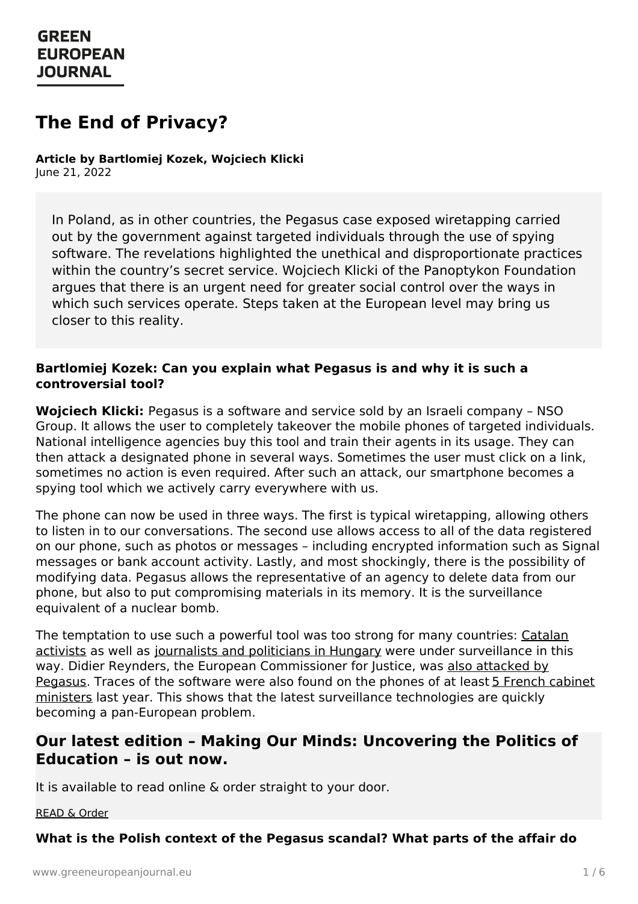# The End of Privacy?

**Article by Bartlomiej Kozek, Wojciech Klicki**
June 21, 2022

> In Poland, as in other countries, the Pegasus case exposed wiretapping carried out by the government against targeted individuals through the use of spying software. The revelations highlighted the unethical and disproportionate practices within the country's secret service. Wojciech Klicki of the Panoptykon Foundation argues that there is an urgent need for greater social control over the ways in which such services operate. Steps taken at the European level may bring us closer to this reality.

**Bartlomiej Kozek: Can you explain what Pegasus is and why it is such a controversial tool?**

**Wojciech Klicki:** Pegasus is a software and service sold by an Israeli company – NSO Group. It allows the user to completely takeover the mobile phones of targeted individuals. National intelligence agencies buy this tool and train their agents in its usage. They can then attack a designated phone in several ways. Sometimes the user must click on a link, sometimes no action is even required. After such an attack, our smartphone becomes a spying tool which we actively carry everywhere with us.

The phone can now be used in three ways. The first is typical wiretapping, allowing others to listen in to our conversations. The second use allows access to all of the data registered on our phone, such as photos or messages – including encrypted information such as Signal messages or bank account activity. Lastly, and most shockingly, there is the possibility of modifying data. Pegasus allows the representative of an agency to delete data from our phone, but also to put compromising materials in its memory. It is the surveillance equivalent of a nuclear bomb.

The temptation to use such a powerful tool was too strong for many countries: Catalan activists as well as journalists and politicians in Hungary were under surveillance in this way. Didier Reynders, the European Commissioner for Justice, was also attacked by Pegasus. Traces of the software were also found on the phones of at least 5 French cabinet ministers last year. This shows that the latest surveillance technologies are quickly becoming a pan-European problem.

## Our latest edition – Making Our Minds: Uncovering the Politics of Education – is out now.

It is available to read online & order straight to your door.

READ & Order

**What is the Polish context of the Pegasus scandal? What parts of the affair do**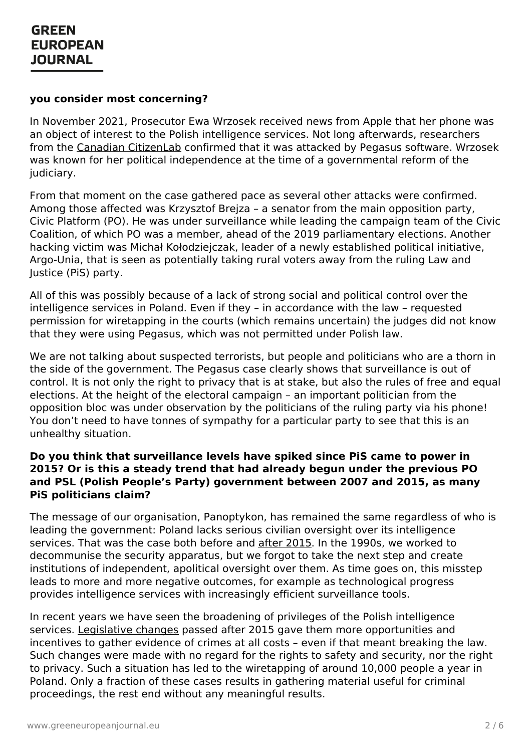**you consider most concerning?**

In November 2021, Prosecutor Ewa Wrzosek received news from Apple that her phone was an object of interest to the Polish intelligence services. Not long afterwards, researchers from the Canadian CitizenLab confirmed that it was attacked by Pegasus software. Wrzosek was known for her political independence at the time of a governmental reform of the judiciary.

From that moment on the case gathered pace as several other attacks were confirmed. Among those affected was Krzysztof Brejza – a senator from the main opposition party, Civic Platform (PO). He was under surveillance while leading the campaign team of the Civic Coalition, of which PO was a member, ahead of the 2019 parliamentary elections. Another hacking victim was Michał Kołodziejczak, leader of a newly established political initiative, Argo-Unia, that is seen as potentially taking rural voters away from the ruling Law and Justice (PiS) party.

All of this was possibly because of a lack of strong social and political control over the intelligence services in Poland. Even if they – in accordance with the law – requested permission for wiretapping in the courts (which remains uncertain) the judges did not know that they were using Pegasus, which was not permitted under Polish law.

We are not talking about suspected terrorists, but people and politicians who are a thorn in the side of the government. The Pegasus case clearly shows that surveillance is out of control. It is not only the right to privacy that is at stake, but also the rules of free and equal elections. At the height of the electoral campaign – an important politician from the opposition bloc was under observation by the politicians of the ruling party via his phone! You don't need to have tonnes of sympathy for a particular party to see that this is an unhealthy situation.

**Do you think that surveillance levels have spiked since PiS came to power in 2015? Or is this a steady trend that had already begun under the previous PO and PSL (Polish People's Party) government between 2007 and 2015, as many PiS politicians claim?**

The message of our organisation, Panoptykon, has remained the same regardless of who is leading the government: Poland lacks serious civilian oversight over its intelligence services. That was the case both before and after 2015. In the 1990s, we worked to decommunise the security apparatus, but we forgot to take the next step and create institutions of independent, apolitical oversight over them. As time goes on, this misstep leads to more and more negative outcomes, for example as technological progress provides intelligence services with increasingly efficient surveillance tools.

In recent years we have seen the broadening of privileges of the Polish intelligence services. Legislative changes passed after 2015 gave them more opportunities and incentives to gather evidence of crimes at all costs – even if that meant breaking the law. Such changes were made with no regard for the rights to safety and security, nor the right to privacy. Such a situation has led to the wiretapping of around 10,000 people a year in Poland. Only a fraction of these cases results in gathering material useful for criminal proceedings, the rest end without any meaningful results.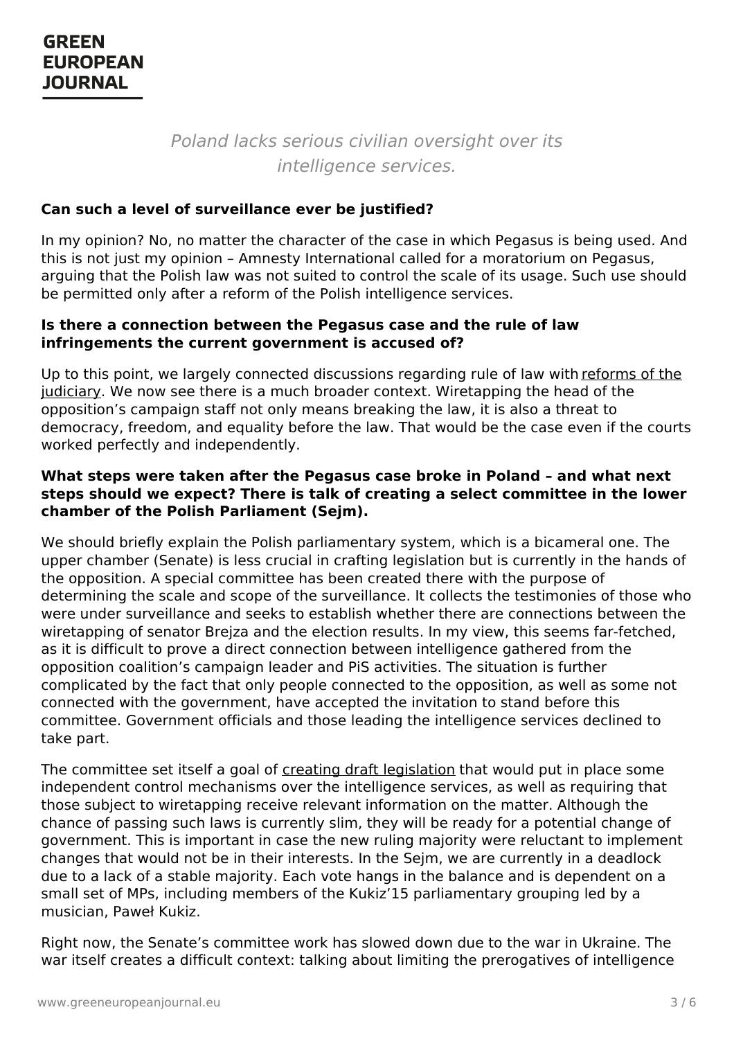*Poland lacks serious civilian oversight over its intelligence services.*

**Can such a level of surveillance ever be justified?**

In my opinion? No, no matter the character of the case in which Pegasus is being used. And this is not just my opinion – Amnesty International called for a moratorium on Pegasus, arguing that the Polish law was not suited to control the scale of its usage. Such use should be permitted only after a reform of the Polish intelligence services.

**Is there a connection between the Pegasus case and the rule of law infringements the current government is accused of?**

Up to this point, we largely connected discussions regarding rule of law with reforms of the judiciary. We now see there is a much broader context. Wiretapping the head of the opposition's campaign staff not only means breaking the law, it is also a threat to democracy, freedom, and equality before the law. That would be the case even if the courts worked perfectly and independently.

**What steps were taken after the Pegasus case broke in Poland – and what next steps should we expect? There is talk of creating a select committee in the lower chamber of the Polish Parliament (Sejm).**

We should briefly explain the Polish parliamentary system, which is a bicameral one. The upper chamber (Senate) is less crucial in crafting legislation but is currently in the hands of the opposition. A special committee has been created there with the purpose of determining the scale and scope of the surveillance. It collects the testimonies of those who were under surveillance and seeks to establish whether there are connections between the wiretapping of senator Brejza and the election results. In my view, this seems far-fetched, as it is difficult to prove a direct connection between intelligence gathered from the opposition coalition's campaign leader and PiS activities. The situation is further complicated by the fact that only people connected to the opposition, as well as some not connected with the government, have accepted the invitation to stand before this committee. Government officials and those leading the intelligence services declined to take part.

The committee set itself a goal of creating draft legislation that would put in place some independent control mechanisms over the intelligence services, as well as requiring that those subject to wiretapping receive relevant information on the matter. Although the chance of passing such laws is currently slim, they will be ready for a potential change of government. This is important in case the new ruling majority were reluctant to implement changes that would not be in their interests. In the Sejm, we are currently in a deadlock due to a lack of a stable majority. Each vote hangs in the balance and is dependent on a small set of MPs, including members of the Kukiz'15 parliamentary grouping led by a musician, Paweł Kukiz.

Right now, the Senate's committee work has slowed down due to the war in Ukraine. The war itself creates a difficult context: talking about limiting the prerogatives of intelligence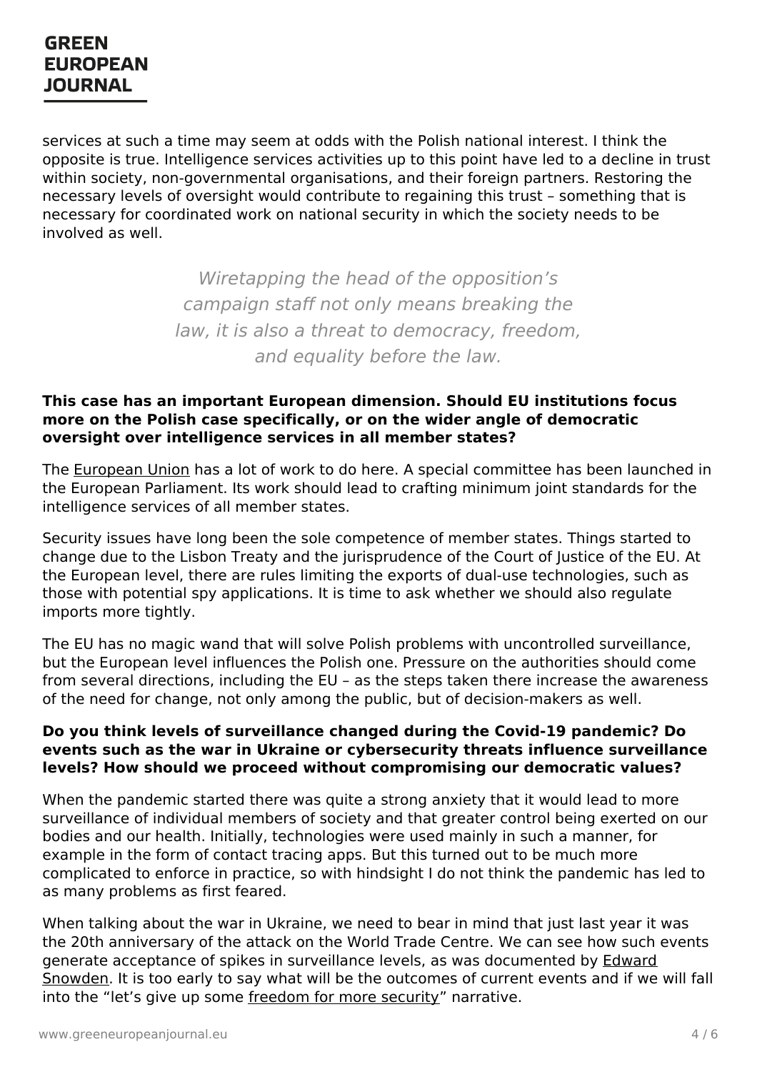services at such a time may seem at odds with the Polish national interest. I think the opposite is true. Intelligence services activities up to this point have led to a decline in trust within society, non-governmental organisations, and their foreign partners. Restoring the necessary levels of oversight would contribute to regaining this trust – something that is necessary for coordinated work on national security in which the society needs to be involved as well.

> *Wiretapping the head of the opposition's campaign staff not only means breaking the law, it is also a threat to democracy, freedom, and equality before the law.*

**This case has an important European dimension. Should EU institutions focus more on the Polish case specifically, or on the wider angle of democratic oversight over intelligence services in all member states?**

The European Union has a lot of work to do here. A special committee has been launched in the European Parliament. Its work should lead to crafting minimum joint standards for the intelligence services of all member states.

Security issues have long been the sole competence of member states. Things started to change due to the Lisbon Treaty and the jurisprudence of the Court of Justice of the EU. At the European level, there are rules limiting the exports of dual-use technologies, such as those with potential spy applications. It is time to ask whether we should also regulate imports more tightly.

The EU has no magic wand that will solve Polish problems with uncontrolled surveillance, but the European level influences the Polish one. Pressure on the authorities should come from several directions, including the EU – as the steps taken there increase the awareness of the need for change, not only among the public, but of decision-makers as well.

**Do you think levels of surveillance changed during the Covid-19 pandemic? Do events such as the war in Ukraine or cybersecurity threats influence surveillance levels? How should we proceed without compromising our democratic values?**

When the pandemic started there was quite a strong anxiety that it would lead to more surveillance of individual members of society and that greater control being exerted on our bodies and our health. Initially, technologies were used mainly in such a manner, for example in the form of contact tracing apps. But this turned out to be much more complicated to enforce in practice, so with hindsight I do not think the pandemic has led to as many problems as first feared.

When talking about the war in Ukraine, we need to bear in mind that just last year it was the 20th anniversary of the attack on the World Trade Centre. We can see how such events generate acceptance of spikes in surveillance levels, as was documented by Edward Snowden. It is too early to say what will be the outcomes of current events and if we will fall into the "let's give up some freedom for more security" narrative.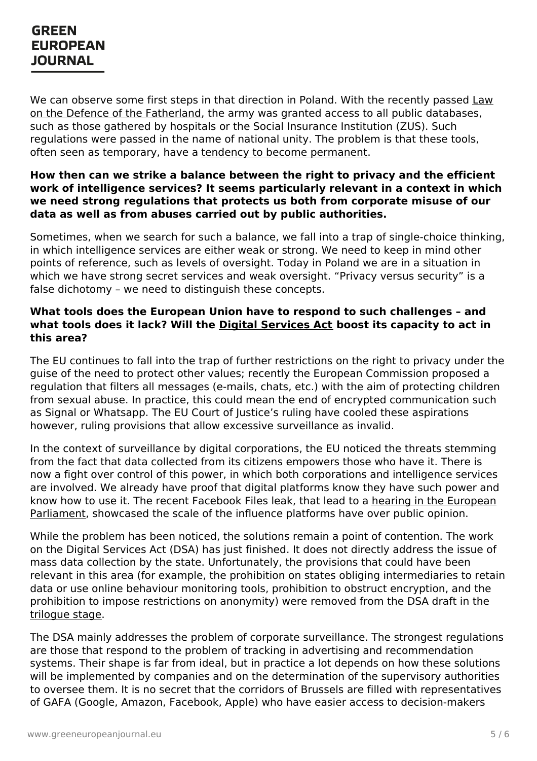We can observe some first steps in that direction in Poland. With the recently passed Law on the Defence of the Fatherland, the army was granted access to all public databases, such as those gathered by hospitals or the Social Insurance Institution (ZUS). Such regulations were passed in the name of national unity. The problem is that these tools, often seen as temporary, have a tendency to become permanent.

**How then can we strike a balance between the right to privacy and the efficient work of intelligence services? It seems particularly relevant in a context in which we need strong regulations that protects us both from corporate misuse of our data as well as from abuses carried out by public authorities.**

Sometimes, when we search for such a balance, we fall into a trap of single-choice thinking, in which intelligence services are either weak or strong. We need to keep in mind other points of reference, such as levels of oversight. Today in Poland we are in a situation in which we have strong secret services and weak oversight. "Privacy versus security" is a false dichotomy – we need to distinguish these concepts.

**What tools does the European Union have to respond to such challenges – and what tools does it lack? Will the Digital Services Act boost its capacity to act in this area?**

The EU continues to fall into the trap of further restrictions on the right to privacy under the guise of the need to protect other values; recently the European Commission proposed a regulation that filters all messages (e-mails, chats, etc.) with the aim of protecting children from sexual abuse. In practice, this could mean the end of encrypted communication such as Signal or Whatsapp. The EU Court of Justice's ruling have cooled these aspirations however, ruling provisions that allow excessive surveillance as invalid.

In the context of surveillance by digital corporations, the EU noticed the threats stemming from the fact that data collected from its citizens empowers those who have it. There is now a fight over control of this power, in which both corporations and intelligence services are involved. We already have proof that digital platforms know they have such power and know how to use it. The recent Facebook Files leak, that lead to a hearing in the European Parliament, showcased the scale of the influence platforms have over public opinion.

While the problem has been noticed, the solutions remain a point of contention. The work on the Digital Services Act (DSA) has just finished. It does not directly address the issue of mass data collection by the state. Unfortunately, the provisions that could have been relevant in this area (for example, the prohibition on states obliging intermediaries to retain data or use online behaviour monitoring tools, prohibition to obstruct encryption, and the prohibition to impose restrictions on anonymity) were removed from the DSA draft in the trilogue stage.

The DSA mainly addresses the problem of corporate surveillance. The strongest regulations are those that respond to the problem of tracking in advertising and recommendation systems. Their shape is far from ideal, but in practice a lot depends on how these solutions will be implemented by companies and on the determination of the supervisory authorities to oversee them. It is no secret that the corridors of Brussels are filled with representatives of GAFA (Google, Amazon, Facebook, Apple) who have easier access to decision-makers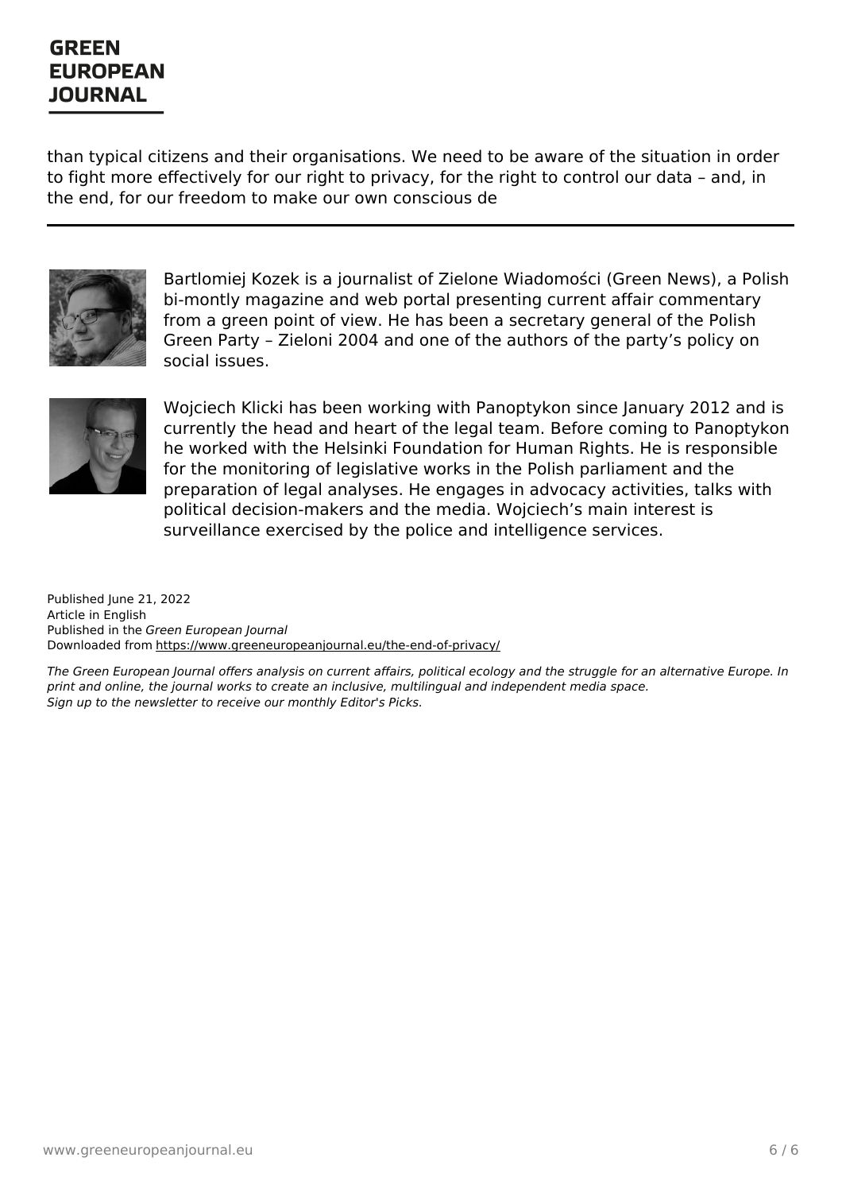than typical citizens and their organisations. We need to be aware of the situation in order to fight more effectively for our right to privacy, for the right to control our data – and, in the end, for our freedom to make our own conscious de

---

Bartlomiej Kozek is a journalist of Zielone Wiadomości (Green News), a Polish bi-montly magazine and web portal presenting current affair commentary from a green point of view. He has been a secretary general of the Polish Green Party – Zieloni 2004 and one of the authors of the party's policy on social issues.

Wojciech Klicki has been working with Panoptykon since January 2012 and is currently the head and heart of the legal team. Before coming to Panoptykon he worked with the Helsinki Foundation for Human Rights. He is responsible for the monitoring of legislative works in the Polish parliament and the preparation of legal analyses. He engages in advocacy activities, talks with political decision-makers and the media. Wojciech's main interest is surveillance exercised by the police and intelligence services.

Published June 21, 2022
Article in English
Published in the *Green European Journal*
Downloaded from https://www.greeneuropeanjournal.eu/the-end-of-privacy/

*The Green European Journal offers analysis on current affairs, political ecology and the struggle for an alternative Europe. In print and online, the journal works to create an inclusive, multilingual and independent media space.*
*Sign up to the newsletter to receive our monthly Editor's Picks.*